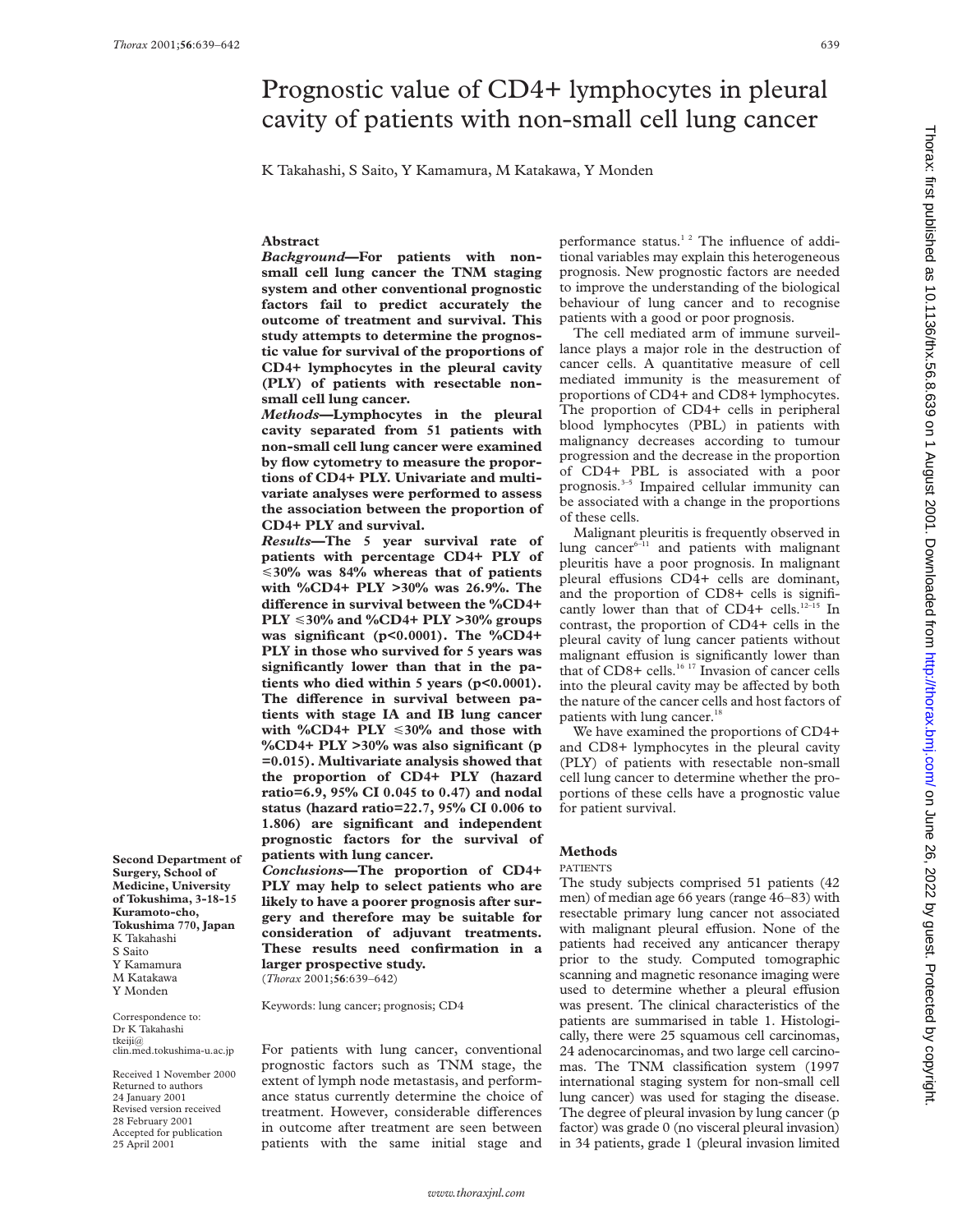# Prognostic value of CD4+ lymphocytes in pleural cavity of patients with non-small cell lung cancer

K Takahashi, S Saito, Y Kamamura, M Katakawa, Y Monden

## Abstract

***Background*—For patients with non-small cell lung cancer the TNM staging system and other conventional prognostic factors fail to predict accurately the outcome of treatment and survival. This study attempts to determine the prognostic value for survival of the proportions of CD4+ lymphocytes in the pleural cavity (PLY) of patients with resectable non-small cell lung cancer.**

***Methods*—Lymphocytes in the pleural cavity separated from 51 patients with non-small cell lung cancer were examined by flow cytometry to measure the proportions of CD4+ PLY. Univariate and multivariate analyses were performed to assess the association between the proportion of CD4+ PLY and survival.**

***Results*—The 5 year survival rate of patients with percentage CD4+ PLY of ⩽30% was 84% whereas that of patients with %CD4+ PLY >30% was 26.9%. The difference in survival between the %CD4+ PLY ⩽30% and %CD4+ PLY >30% groups was significant ($p<0.0001$). The %CD4+ PLY in those who survived for 5 years was significantly lower than that in the patients who died within 5 years ($p<0.0001$). The difference in survival between patients with stage IA and IB lung cancer with %CD4+ PLY ⩽30% and those with %CD4+ PLY >30% was also significant ($p=0.015$). Multivariate analysis showed that the proportion of CD4+ PLY (hazard ratio=6.9, 95% CI 0.045 to 0.47) and nodal status (hazard ratio=22.7, 95% CI 0.006 to 1.806) are significant and independent prognostic factors for the survival of patients with lung cancer.**

***Conclusions*—The proportion of CD4+ PLY may help to select patients who are likely to have a poorer prognosis after surgery and therefore may be suitable for consideration of adjuvant treatments. These results need confirmation in a larger prospective study.**

(*Thorax* 2001;**56**:639–642)

Keywords: lung cancer; prognosis; CD4

**Second Department of Surgery, School of Medicine, University of Tokushima, 3-18-15 Kuramoto-cho, Tokushima 770, Japan**
K Takahashi
S Saito
Y Kamamura
M Katakawa
Y Monden

Correspondence to: Dr K Takahashi
tkeiji@clin.med.tokushima-u.ac.jp

Received 1 November 2000
Returned to authors 24 January 2001
Revised version received 28 February 2001
Accepted for publication 25 April 2001

For patients with lung cancer, conventional prognostic factors such as TNM stage, the extent of lymph node metastasis, and performance status currently determine the choice of treatment. However, considerable differences in outcome after treatment are seen between patients with the same initial stage and performance status.[1 2] The influence of additional variables may explain this heterogeneous prognosis. New prognostic factors are needed to improve the understanding of the biological behaviour of lung cancer and to recognise patients with a good or poor prognosis.

The cell mediated arm of immune surveillance plays a major role in the destruction of cancer cells. A quantitative measure of cell mediated immunity is the measurement of proportions of CD4+ and CD8+ lymphocytes. The proportion of CD4+ cells in peripheral blood lymphocytes (PBL) in patients with malignancy decreases according to tumour progression and the decrease in the proportion of CD4+ PBL is associated with a poor prognosis.[3–5] Impaired cellular immunity can be associated with a change in the proportions of these cells.

Malignant pleuritis is frequently observed in lung cancer[6–11] and patients with malignant pleuritis have a poor prognosis. In malignant pleural effusions CD4+ cells are dominant, and the proportion of CD8+ cells is significantly lower than that of CD4+ cells.[12–15] In contrast, the proportion of CD4+ cells in the pleural cavity of lung cancer patients without malignant effusion is significantly lower than that of CD8+ cells.[16 17] Invasion of cancer cells into the pleural cavity may be affected by both the nature of the cancer cells and host factors of patients with lung cancer.[18]

We have examined the proportions of CD4+ and CD8+ lymphocytes in the pleural cavity (PLY) of patients with resectable non-small cell lung cancer to determine whether the proportions of these cells have a prognostic value for patient survival.

## Methods

### PATIENTS

The study subjects comprised 51 patients (42 men) of median age 66 years (range 46–83) with resectable primary lung cancer not associated with malignant pleural effusion. None of the patients had received any anticancer therapy prior to the study. Computed tomographic scanning and magnetic resonance imaging were used to determine whether a pleural effusion was present. The clinical characteristics of the patients are summarised in table 1. Histologically, there were 25 squamous cell carcinomas, 24 adenocarcinomas, and two large cell carcinomas. The TNM classification system (1997 international staging system for non-small cell lung cancer) was used for staging the disease. The degree of pleural invasion by lung cancer (p factor) was grade 0 (no visceral pleural invasion) in 34 patients, grade 1 (pleural invasion limited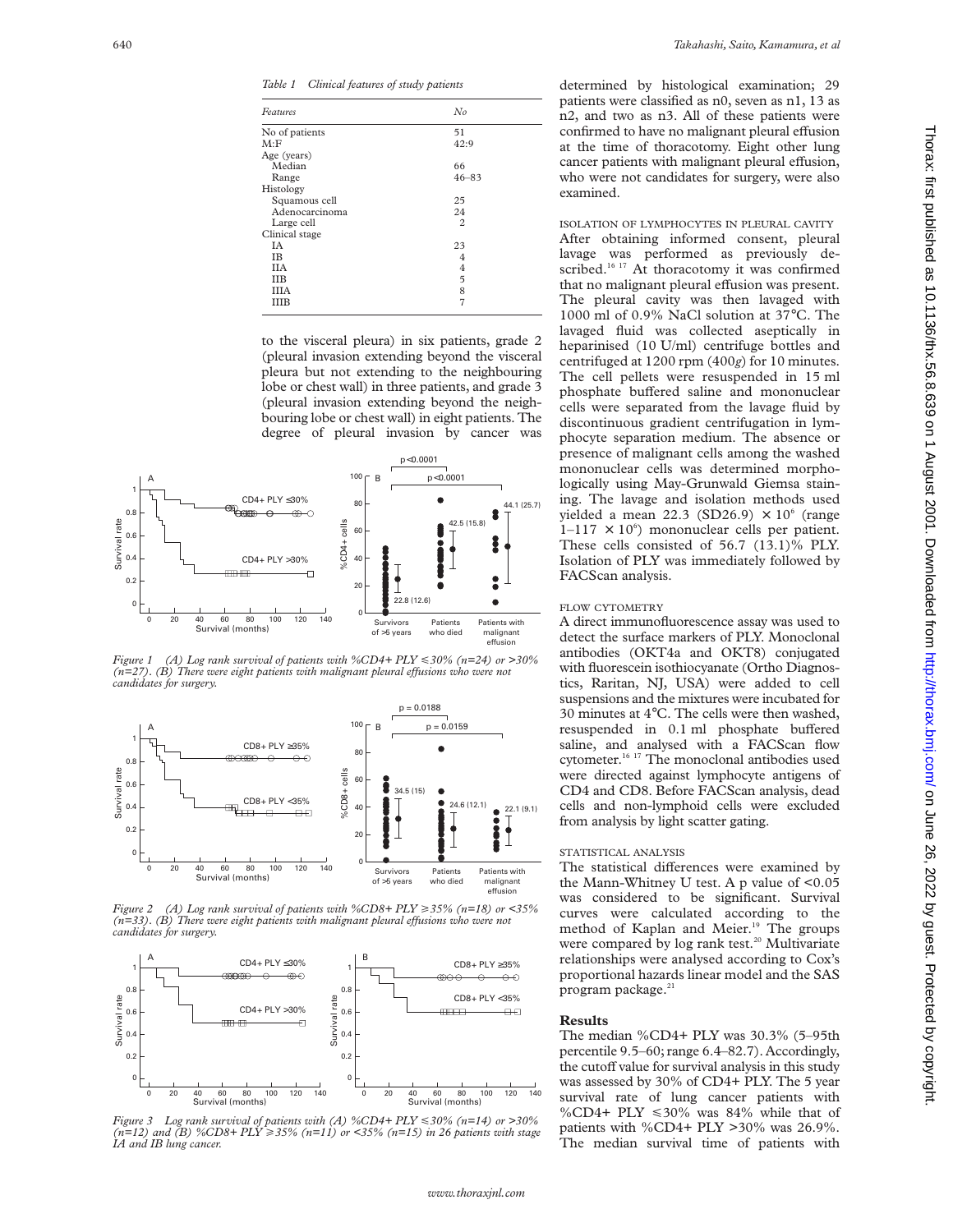*Table 1 Clinical features of study patients*

| Features | No |
|---|---|
| No of patients | 51 |
| M:F | 42:9 |
| Age (years) | |
| Median | 66 |
| Range | 46–83 |
| Histology | |
| Squamous cell | 25 |
| Adenocarcinoma | 24 |
| Large cell | 2 |
| Clinical stage | |
| IA | 23 |
| IB | 4 |
| IIA | 4 |
| IIB | 5 |
| IIIA | 8 |
| IIIB | 7 |

to the visceral pleura) in six patients, grade 2 (pleural invasion extending beyond the visceral pleura but not extending to the neighbouring lobe or chest wall) in three patients, and grade 3 (pleural invasion extending beyond the neighbouring lobe or chest wall) in eight patients. The degree of pleural invasion by cancer was

*Figure 1 (A) Log rank survival of patients with %CD4+ PLY ≤30% (n=24) or >30% (n=27). (B) There were eight patients with malignant pleural effusions who were not candidates for surgery.*

*Figure 2 (A) Log rank survival of patients with %CD8+ PLY ≥35% (n=18) or <35% (n=33). (B) There were eight patients with malignant pleural effusions who were not candidates for surgery.*

*Figure 3 Log rank survival of patients with (A) %CD4+ PLY ≤30% (n=14) or >30% (n=12) and (B) %CD8+ PLY ≥35% (n=11) or <35% (n=15) in 26 patients with stage IA and IB lung cancer.*

determined by histological examination; 29 patients were classified as n0, seven as n1, 13 as n2, and two as n3. All of these patients were confirmed to have no malignant pleural effusion at the time of thoracotomy. Eight other lung cancer patients with malignant pleural effusion, who were not candidates for surgery, were also examined.

### ISOLATION OF LYMPHOCYTES IN PLEURAL CAVITY

After obtaining informed consent, pleural lavage was performed as previously described.[16 17] At thoracotomy it was confirmed that no malignant pleural effusion was present. The pleural cavity was then lavaged with 1000 ml of 0.9% NaCl solution at 37°C. The lavaged fluid was collected aseptically in heparinised (10 U/ml) centrifuge bottles and centrifuged at 1200 rpm (400*g*) for 10 minutes. The cell pellets were resuspended in 15 ml phosphate buffered saline and mononuclear cells were separated from the lavage fluid by discontinuous gradient centrifugation in lymphocyte separation medium. The absence or presence of malignant cells among the washed mononuclear cells was determined morphologically using May-Grunwald Giemsa staining. The lavage and isolation methods used yielded a mean 22.3 (SD26.9) $\times 10^6$ (range 1–117 $\times 10^6$) mononuclear cells per patient. These cells consisted of 56.7 (13.1)% PLY. Isolation of PLY was immediately followed by FACScan analysis.

### FLOW CYTOMETRY

A direct immunofluorescence assay was used to detect the surface markers of PLY. Monoclonal antibodies (OKT4a and OKT8) conjugated with fluorescein isothiocyanate (Ortho Diagnostics, Raritan, NJ, USA) were added to cell suspensions and the mixtures were incubated for 30 minutes at 4°C. The cells were then washed, resuspended in 0.1 ml phosphate buffered saline, and analysed with a FACScan flow cytometer.[16 17] The monoclonal antibodies used were directed against lymphocyte antigens of CD4 and CD8. Before FACScan analysis, dead cells and non-lymphoid cells were excluded from analysis by light scatter gating.

### STATISTICAL ANALYSIS

The statistical differences were examined by the Mann-Whitney U test. A p value of <0.05 was considered to be significant. Survival curves were calculated according to the method of Kaplan and Meier.[19] The groups were compared by log rank test.[20] Multivariate relationships were analysed according to Cox's proportional hazards linear model and the SAS program package.[21]

## Results

The median %CD4+ PLY was 30.3% (5–95th percentile 9.5–60; range 6.4–82.7). Accordingly, the cutoff value for survival analysis in this study was assessed by 30% of CD4+ PLY. The 5 year survival rate of lung cancer patients with %CD4+ PLY ≤30% was 84% while that of patients with %CD4+ PLY >30% was 26.9%. The median survival time of patients with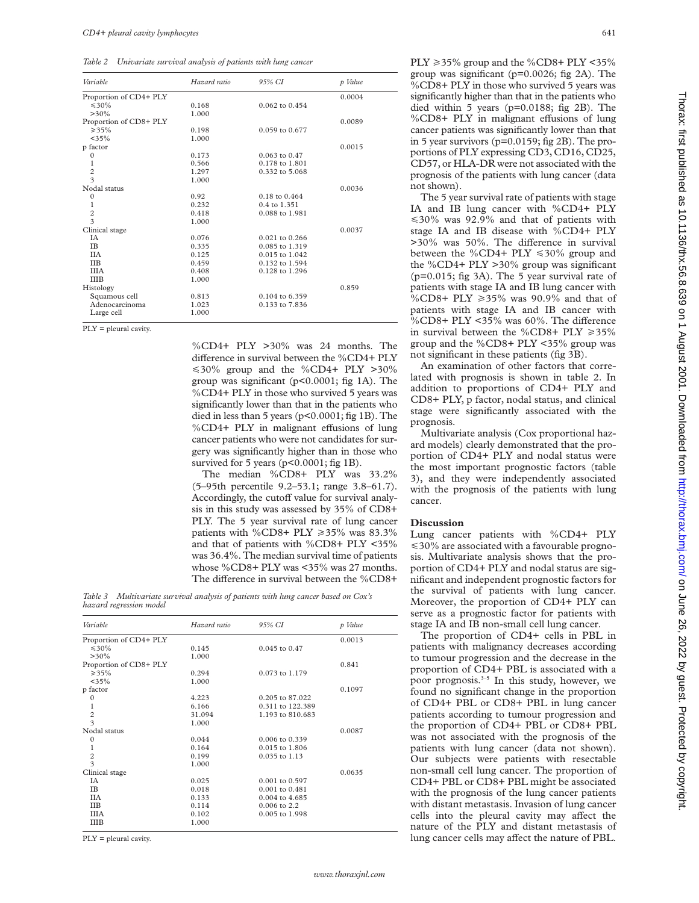*Table 2 Univariate survival analysis of patients with lung cancer*

| Variable | Hazard ratio | 95% CI | p Value |
|---|---|---|---|
| Proportion of CD4+ PLY | | | 0.0004 |
| ≤30% | 0.168 | 0.062 to 0.454 | |
| >30% | 1.000 | | |
| Proportion of CD8+ PLY | | | 0.0089 |
| ≥35% | 0.198 | 0.059 to 0.677 | |
| <35% | 1.000 | | |
| p factor | | | 0.0015 |
| 0 | 0.173 | 0.063 to 0.47 | |
| 1 | 0.566 | 0.178 to 1.801 | |
| 2 | 1.297 | 0.332 to 5.068 | |
| 3 | 1.000 | | |
| Nodal status | | | 0.0036 |
| 0 | 0.92 | 0.18 to 0.464 | |
| 1 | 0.232 | 0.4 to 1.351 | |
| 2 | 0.418 | 0.088 to 1.981 | |
| 3 | 1.000 | | |
| Clinical stage | | | 0.0037 |
| IA | 0.076 | 0.021 to 0.266 | |
| IB | 0.335 | 0.085 to 1.319 | |
| IIA | 0.125 | 0.015 to 1.042 | |
| IIB | 0.459 | 0.132 to 1.594 | |
| IIIA | 0.408 | 0.128 to 1.296 | |
| IIIB | 1.000 | | |
| Histology | | | 0.859 |
| Squamous cell | 0.813 | 0.104 to 6.359 | |
| Adenocarcinoma | 1.023 | 0.133 to 7.836 | |
| Large cell | 1.000 | | |

PLY = pleural cavity.

%CD4+ PLY >30% was 24 months. The difference in survival between the %CD4+ PLY ≤30% group and the %CD4+ PLY >30% group was significant (p<0.0001; fig 1A). The %CD4+ PLY in those who survived 5 years was significantly lower than that in the patients who died in less than 5 years (p<0.0001; fig 1B). The %CD4+ PLY in malignant effusions of lung cancer patients who were not candidates for surgery was significantly higher than in those who survived for 5 years (p<0.0001; fig 1B).

The median %CD8+ PLY was 33.2% (5–95th percentile 9.2–53.1; range 3.8–61.7). Accordingly, the cutoff value for survival analysis in this study was assessed by 35% of CD8+ PLY. The 5 year survival rate of lung cancer patients with %CD8+ PLY ≥35% was 83.3% and that of patients with %CD8+ PLY <35% was 36.4%. The median survival time of patients whose %CD8+ PLY was <35% was 27 months. The difference in survival between the %CD8+ PLY ≥35% group and the %CD8+ PLY <35% group was significant (p=0.0026; fig 2A). The %CD8+ PLY in those who survived 5 years was significantly higher than that in the patients who died within 5 years (p=0.0188; fig 2B). The %CD8+ PLY in malignant effusions of lung cancer patients was significantly lower than that in 5 year survivors (p=0.0159; fig 2B). The proportions of PLY expressing CD3, CD16, CD25, CD57, or HLA-DR were not associated with the prognosis of the patients with lung cancer (data not shown).

The 5 year survival rate of patients with stage IA and IB lung cancer with %CD4+ PLY ≤30% was 92.9% and that of patients with stage IA and IB disease with %CD4+ PLY >30% was 50%. The difference in survival between the %CD4+ PLY ≤30% group and the %CD4+ PLY >30% group was significant (p=0.015; fig 3A). The 5 year survival rate of patients with stage IA and IB lung cancer with %CD8+ PLY ≥35% was 90.9% and that of patients with stage IA and IB cancer with %CD8+ PLY <35% was 60%. The difference in survival between the %CD8+ PLY ≥35% group and the %CD8+ PLY <35% group was not significant in these patients (fig 3B).

An examination of other factors that correlated with prognosis is shown in table 2. In addition to proportions of CD4+ PLY and CD8+ PLY, p factor, nodal status, and clinical stage were significantly associated with the prognosis.

Multivariate analysis (Cox proportional hazard models) clearly demonstrated that the proportion of CD4+ PLY and nodal status were the most important prognostic factors (table 3), and they were independently associated with the prognosis of the patients with lung cancer.

*Table 3 Multivariate survival analysis of patients with lung cancer based on Cox's hazard regression model*

| Variable | Hazard ratio | 95% CI | p Value |
|---|---|---|---|
| Proportion of CD4+ PLY | | | 0.0013 |
| ≤30% | 0.145 | 0.045 to 0.47 | |
| >30% | 1.000 | | |
| Proportion of CD8+ PLY | | | 0.841 |
| ≥35% | 0.294 | 0.073 to 1.179 | |
| <35% | 1.000 | | |
| p factor | | | 0.1097 |
| 0 | 4.223 | 0.205 to 87.022 | |
| 1 | 6.166 | 0.311 to 122.389 | |
| 2 | 31.094 | 1.193 to 810.683 | |
| 3 | 1.000 | | |
| Nodal status | | | 0.0087 |
| 0 | 0.044 | 0.006 to 0.339 | |
| 1 | 0.164 | 0.015 to 1.806 | |
| 2 | 0.199 | 0.035 to 1.13 | |
| 3 | 1.000 | | |
| Clinical stage | | | 0.0635 |
| IA | 0.025 | 0.001 to 0.597 | |
| IB | 0.018 | 0.001 to 0.481 | |
| IIA | 0.133 | 0.004 to 4.685 | |
| IIB | 0.114 | 0.006 to 2.2 | |
| IIIA | 0.102 | 0.005 to 1.998 | |
| IIIB | 1.000 | | |

PLY = pleural cavity.

## Discussion

Lung cancer patients with %CD4+ PLY ≤30% are associated with a favourable prognosis. Multivariate analysis shows that the proportion of CD4+ PLY and nodal status are significant and independent prognostic factors for the survival of patients with lung cancer. Moreover, the proportion of CD4+ PLY can serve as a prognostic factor for patients with stage IA and IB non-small cell lung cancer.

The proportion of CD4+ cells in PBL in patients with malignancy decreases according to tumour progression and the decrease in the proportion of CD4+ PBL is associated with a poor prognosis.[3–5] In this study, however, we found no significant change in the proportion of CD4+ PBL or CD8+ PBL in lung cancer patients according to tumour progression and the proportion of CD4+ PBL or CD8+ PBL was not associated with the prognosis of the patients with lung cancer (data not shown). Our subjects were patients with resectable non-small cell lung cancer. The proportion of CD4+ PBL or CD8+ PBL might be associated with the prognosis of the lung cancer patients with distant metastasis. Invasion of lung cancer cells into the pleural cavity may affect the nature of the PLY and distant metastasis of lung cancer cells may affect the nature of PBL.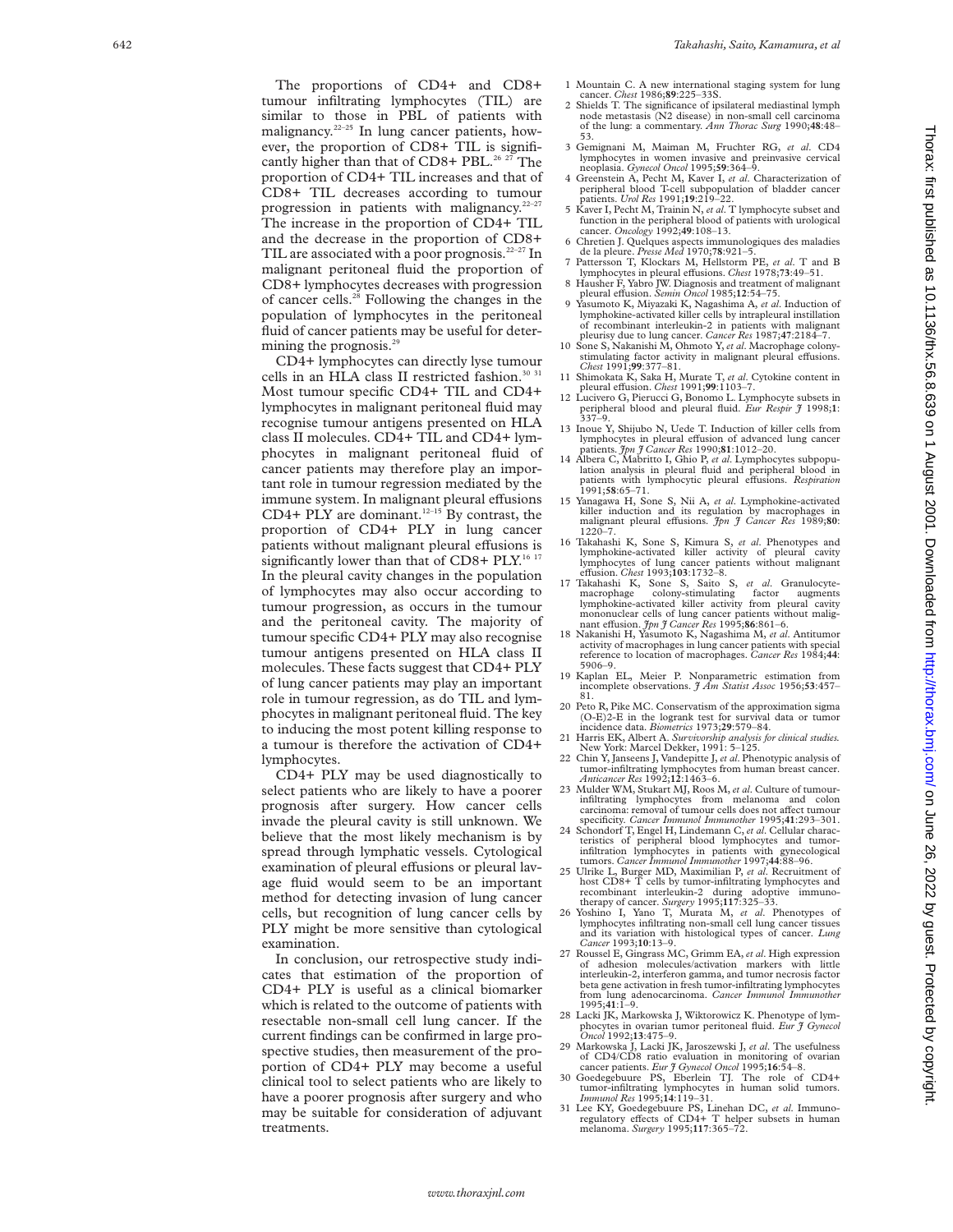The proportions of CD4+ and CD8+ tumour infiltrating lymphocytes (TIL) are similar to those in PBL of patients with malignancy.[22–25] In lung cancer patients, however, the proportion of CD8+ TIL is significantly higher than that of CD8+ PBL.[26 27] The proportion of CD4+ TIL increases and that of CD8+ TIL decreases according to tumour progression in patients with malignancy.[22–27] The increase in the proportion of CD4+ TIL and the decrease in the proportion of CD8+ TIL are associated with a poor prognosis.[22–27] In malignant peritoneal fluid the proportion of CD8+ lymphocytes decreases with progression of cancer cells.[28] Following the changes in the population of lymphocytes in the peritoneal fluid of cancer patients may be useful for determining the prognosis.[29]

CD4+ lymphocytes can directly lyse tumour cells in an HLA class II restricted fashion.[30 31] Most tumour specific CD4+ TIL and CD4+ lymphocytes in malignant peritoneal fluid may recognise tumour antigens presented on HLA class II molecules. CD4+ TIL and CD4+ lymphocytes in malignant peritoneal fluid of cancer patients may therefore play an important role in tumour regression mediated by the immune system. In malignant pleural effusions CD4+ PLY are dominant.[12–15] By contrast, the proportion of CD4+ PLY in lung cancer patients without malignant pleural effusions is significantly lower than that of CD8+ PLY.[16 17] In the pleural cavity changes in the population of lymphocytes may also occur according to tumour progression, as occurs in the tumour and the peritoneal cavity. The majority of tumour specific CD4+ PLY may also recognise tumour antigens presented on HLA class II molecules. These facts suggest that CD4+ PLY of lung cancer patients may play an important role in tumour regression, as do TIL and lymphocytes in malignant peritoneal fluid. The key to inducing the most potent killing response to a tumour is therefore the activation of CD4+ lymphocytes.

CD4+ PLY may be used diagnostically to select patients who are likely to have a poorer prognosis after surgery. How cancer cells invade the pleural cavity is still unknown. We believe that the most likely mechanism is by spread through lymphatic vessels. Cytological examination of pleural effusions or pleural lavage fluid would seem to be an important method for detecting invasion of lung cancer cells, but recognition of lung cancer cells by PLY might be more sensitive than cytological examination.

In conclusion, our retrospective study indicates that estimation of the proportion of CD4+ PLY is useful as a clinical biomarker which is related to the outcome of patients with resectable non-small cell lung cancer. If the current findings can be confirmed in large prospective studies, then measurement of the proportion of CD4+ PLY may become a useful clinical tool to select patients who are likely to have a poorer prognosis after surgery and who may be suitable for consideration of adjuvant treatments.

1. Mountain C. A new international staging system for lung cancer. *Chest* 1986;**89**:225–33S.
2. Shields T. The significance of ipsilateral mediastinal lymph node metastasis (N2 disease) in non-small cell carcinoma of the lung: a commentary. *Ann Thorac Surg* 1990;**48**:48–53.
3. Gemignani M, Maiman M, Fruchter RG, *et al*. CD4 lymphocytes in women invasive and preinvasive cervical neoplasia. *Gynecol Oncol* 1995;**59**:364–9.
4. Greenstein A, Pecht M, Kaver I, *et al*. Characterization of peripheral blood T-cell subpopulation of bladder cancer patients. *Urol Res* 1991;**19**:219–22.
5. Kaver I, Pecht M, Trainin N, *et al*. T lymphocyte subset and function in the peripheral blood of patients with urological cancer. *Oncology* 1992;**49**:108–13.
6. Chretien J. Quelques aspects immunologiques des maladies de la pleure. *Presse Med* 1970;**78**:921–5.
7. Pattersson T, Klockars M, Hellstorm PE, *et al*. T and B lymphocytes in pleural effusions. *Chest* 1978;**73**:49–51.
8. Hausher F, Yabro JW. Diagnosis and treatment of malignant pleural effusion. *Semin Oncol* 1985;**12**:54–75.
9. Yasumoto K, Miyazaki K, Nagashima A, *et al*. Induction of lymphokine-activated killer cells by intrapleural instillation of recombinant interleukin-2 in patients with malignant pleurisy due to lung cancer. *Cancer Res* 1987;**47**:2184–7.
10. Sone S, Nakanishi M, Ohmoto Y, *et al*. Macrophage colony-stimulating factor activity in malignant pleural effusions. *Chest* 1991;**99**:377–81.
11. Shimokata K, Saka H, Murate T, *et al*. Cytokine content in pleural effusion. *Chest* 1991;**99**:1103–7.
12. Lucivero G, Pierucci G, Bonomo L. Lymphocyte subsets in peripheral blood and pleural fluid. *Eur Respir J* 1998;**1**:337–9.
13. Inoue Y, Shijubo N, Uede T. Induction of killer cells from lymphocytes in pleural effusion of advanced lung cancer patients. *Jpn J Cancer Res* 1990;**81**:1012–20.
14. Albera C, Mabritto I, Ghio P, *et al*. Lymphocytes subpopulation analysis in pleural fluid and peripheral blood in patients with lymphocytic pleural effusions. *Respiration* 1991;**58**:65–71.
15. Yanagawa H, Sone S, Nii A, *et al*. Lymphokine-activated killer induction and its regulation by macrophages in malignant pleural effusions. *Jpn J Cancer Res* 1989;**80**:1220–7.
16. Takahashi K, Sone S, Kimura S, *et al*. Phenotypes and lymphokine-activated killer activity of pleural cavity lymphocytes of lung cancer patients without malignant effusion. *Chest* 1993;**103**:1732–8.
17. Takahashi K, Sone S, Saito S, *et al*. Granulocyte-macrophage colony-stimulating factor augments lymphokine-activated killer activity from pleural cavity mononuclear cells of lung cancer patients without malignant effusion. *Jpn J Cancer Res* 1995;**86**:861–6.
18. Nakanishi H, Yasumoto K, Nagashima M, *et al*. Antitumor activity of macrophages in lung cancer patients with special reference to location of macrophages. *Cancer Res* 1984;**44**:5906–9.
19. Kaplan EL, Meier P. Nonparametric estimation from incomplete observations. *J Am Statist Assoc* 1956;**53**:457–81.
20. Peto R, Pike MC. Conservatism of the approximation sigma (O-E)2-E in the logrank test for survival data or tumor incidence data. *Biometrics* 1973;**29**:579–84.
21. Harris EK, Albert A. *Survivorship analysis for clinical studies.* New York: Marcel Dekker, 1991: 5–125.
22. Chin Y, Janseens J, Vandepitte J, *et al*. Phenotypic analysis of tumor-infiltrating lymphocytes from human breast cancer. *Anticancer Res* 1992;**12**:1463–6.
23. Mulder WM, Stukart MJ, Roos M, *et al*. Culture of tumour-infiltrating lymphocytes from melanoma and colon carcinoma: removal of tumour cells does not affect tumour specificity. *Cancer Immunol Immunother* 1995;**41**:293–301.
24. Schondorf T, Engel H, Lindemann C, *et al*. Cellular characteristics of peripheral blood lymphocytes and tumor-infiltration lymphocytes in patients with gynecological tumors. *Cancer Immunol Immunother* 1997;**44**:88–96.
25. Ulrike L, Burger MD, Maximilian P, *et al*. Recruitment of host CD8+ T cells by tumor-infiltrating lymphocytes and recombinant interleukin-2 during adoptive immunotherapy of cancer. *Surgery* 1995;**117**:325–33.
26. Yoshino I, Yano T, Murata M, *et al*. Phenotypes of lymphocytes infiltrating non-small cell lung cancer tissues and its variation with histological types of cancer. *Lung Cancer* 1993;**10**:13–9.
27. Roussel E, Gingrass MC, Grimm EA, *et al*. High expression of adhesion molecules/activation markers with little interleukin-2, interferon gamma, and tumor necrosis factor beta gene activation in fresh tumor-infiltrating lymphocytes from lung adenocarcinoma. *Cancer Immunol Immunother* 1995;**41**:1–9.
28. Lacki JK, Markowska J, Wiktorowicz K. Phenotype of lymphocytes in ovarian tumor peritoneal fluid. *Eur J Gynecol Oncol* 1992;**13**:475–9.
29. Markowska J, Lacki JK, Jaroszewski J, *et al*. The usefulness of CD4/CD8 ratio evaluation in monitoring of ovarian cancer patients. *Eur J Gynecol Oncol* 1995;**16**:54–8.
30. Goedegebuure PS, Eberlein TJ. The role of CD4+ tumor-infiltrating lymphocytes in human solid tumors. *Immunol Res* 1995;**14**:119–31.
31. Lee KY, Goedegebuure PS, Linehan DC, *et al*. Immunoregulatory effects of CD4+ T helper subsets in human melanoma. *Surgery* 1995;**117**:365–72.